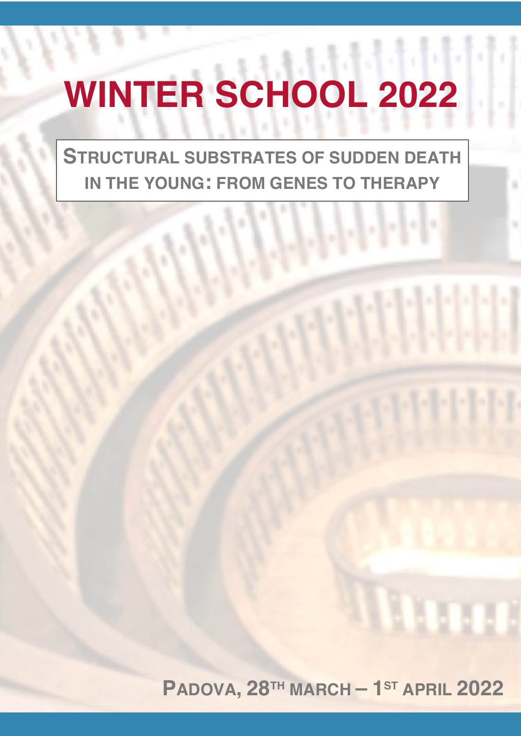# WINTER SCHOOL 2022

## STRUCTURAL SUBSTRATES OF SUDDEN DEATH IN THE YOUNG: FROM GENES TO THERAPY

PADOVA, 28TH MARCH – 1ST APRIL 2022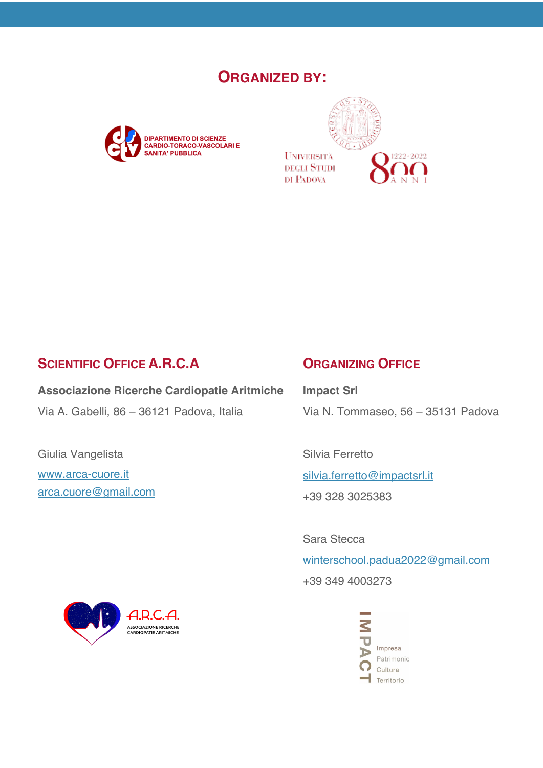## ORGANIZED BY:

DIPARTIMENTO DI SCIENZE CARDIO-TORACO-VASCOLARI E SANITA' PUBBLICA

UNIVERSITÀ DEGLI STUDI DI PADOVA

1222-2022 800 ANNI

## SCIENTIFIC OFFICE A.R.C.A

**Associazione Ricerche Cardiopatie Aritmiche**

Via A. Gabelli, 86 – 36121 Padova, Italia

Giulia Vangelista

www.arca-cuore.it

arca.cuore@gmail.com

A.R.C.A. ASSOCIAZIONE RICERCHE CARDIOPATIE ARITMICHE

## ORGANIZING OFFICE

**Impact Srl**

Via N. Tommaseo, 56 – 35131 Padova

Silvia Ferretto

silvia.ferretto@impactsrl.it

+39 328 3025383

Sara Stecca

winterschool.padua2022@gmail.com

+39 349 4003273

IMPACT Impresa Patrimonio Cultura Territorio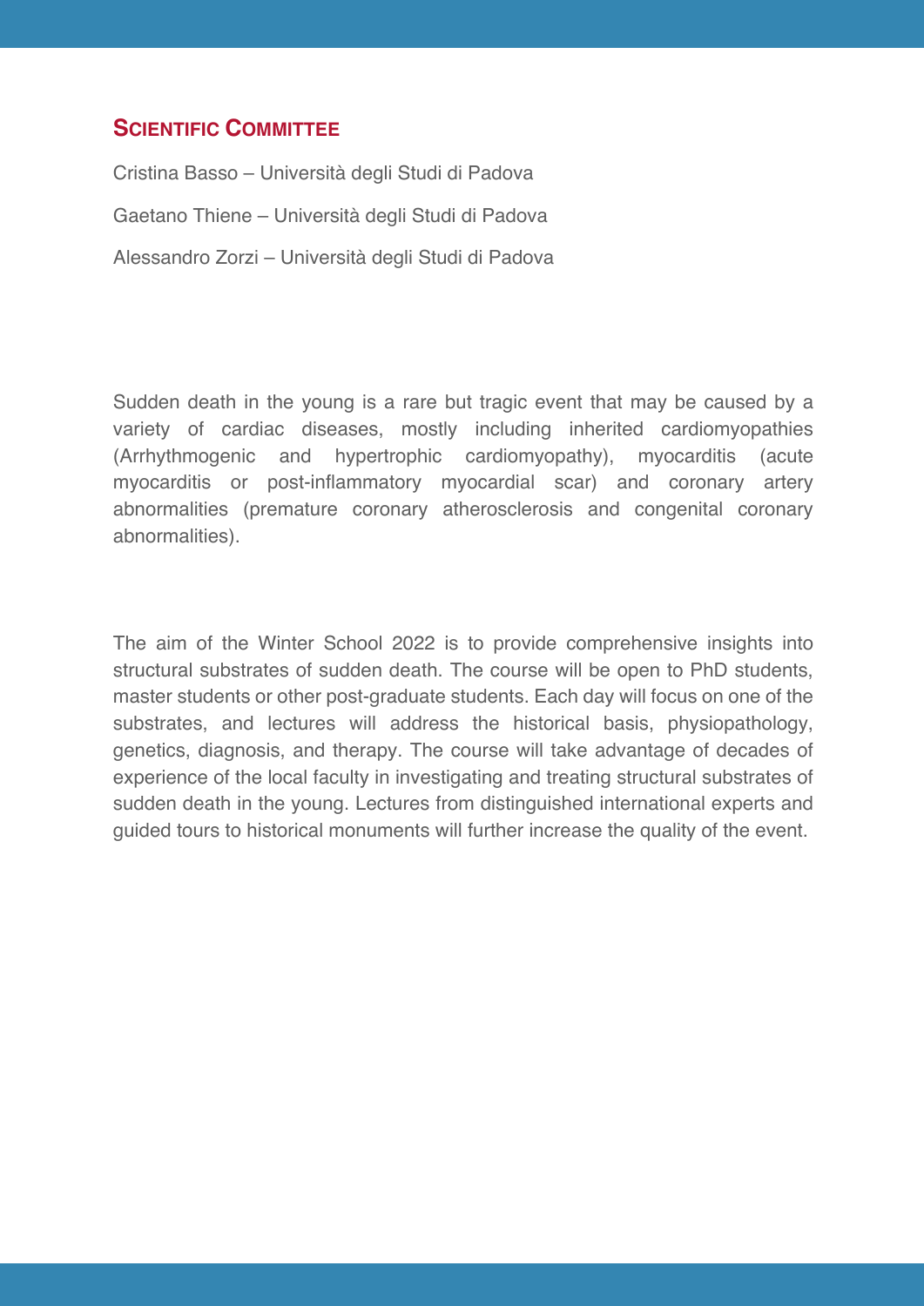## Scientific Committee

Cristina Basso – Università degli Studi di Padova

Gaetano Thiene – Università degli Studi di Padova

Alessandro Zorzi – Università degli Studi di Padova

Sudden death in the young is a rare but tragic event that may be caused by a variety of cardiac diseases, mostly including inherited cardiomyopathies (Arrhythmogenic and hypertrophic cardiomyopathy), myocarditis (acute myocarditis or post-inflammatory myocardial scar) and coronary artery abnormalities (premature coronary atherosclerosis and congenital coronary abnormalities).

The aim of the Winter School 2022 is to provide comprehensive insights into structural substrates of sudden death. The course will be open to PhD students, master students or other post-graduate students. Each day will focus on one of the substrates, and lectures will address the historical basis, physiopathology, genetics, diagnosis, and therapy. The course will take advantage of decades of experience of the local faculty in investigating and treating structural substrates of sudden death in the young. Lectures from distinguished international experts and guided tours to historical monuments will further increase the quality of the event.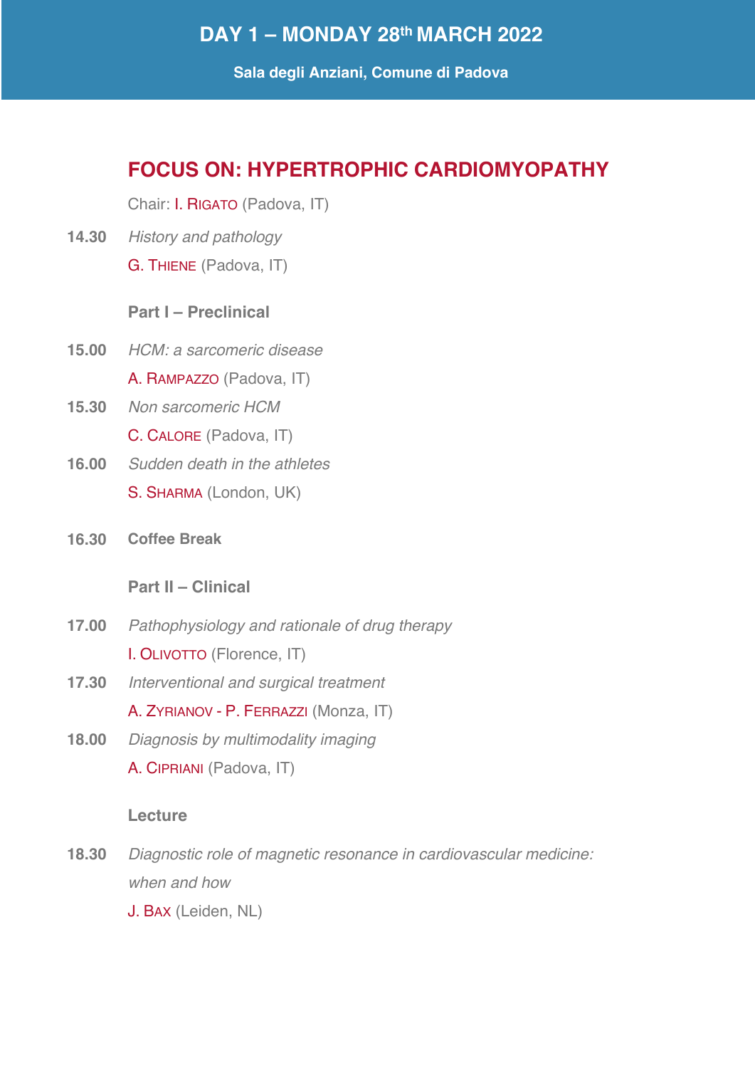## DAY 1 – MONDAY 28th MARCH 2022

**Sala degli Anziani, Comune di Padova**

### FOCUS ON: HYPERTROPHIC CARDIOMYOPATHY

Chair: I. RIGATO (Padova, IT)

**14.30** *History and pathology*
G. THIENE (Padova, IT)

**Part I – Preclinical**

**15.00** *HCM: a sarcomeric disease*
A. RAMPAZZO (Padova, IT)

**15.30** *Non sarcomeric HCM*
C. CALORE (Padova, IT)

**16.00** *Sudden death in the athletes*
S. SHARMA (London, UK)

**16.30** **Coffee Break**

**Part II – Clinical**

**17.00** *Pathophysiology and rationale of drug therapy*
I. OLIVOTTO (Florence, IT)

**17.30** *Interventional and surgical treatment*
A. ZYRIANOV - P. FERRAZZI (Monza, IT)

**18.00** *Diagnosis by multimodality imaging*
A. CIPRIANI (Padova, IT)

**Lecture**

**18.30** *Diagnostic role of magnetic resonance in cardiovascular medicine: when and how*
J. BAX (Leiden, NL)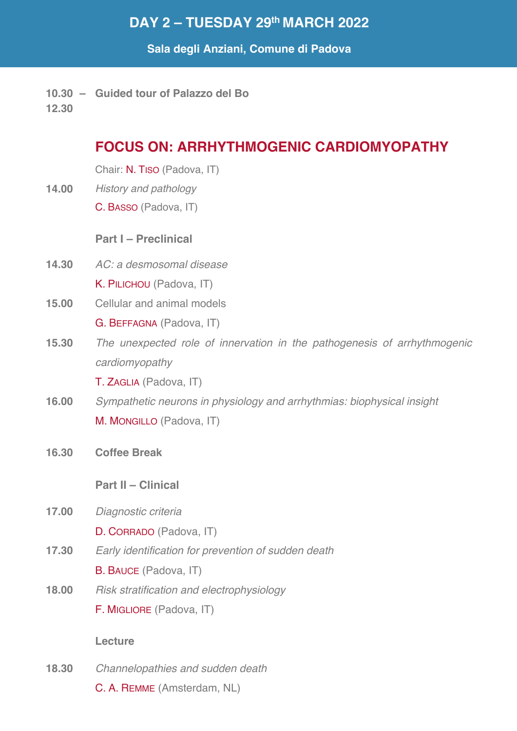## DAY 2 – TUESDAY 29th MARCH 2022

**Sala degli Anziani, Comune di Padova**

**10.30 – 12.30** **Guided tour of Palazzo del Bo**

### FOCUS ON: ARRHYTHMOGENIC CARDIOMYOPATHY

Chair: N. Tiso (Padova, IT)

**14.00** *History and pathology*
C. Basso (Padova, IT)

**Part I – Preclinical**

**14.30** *AC: a desmosomal disease*
K. Pilichou (Padova, IT)

**15.00** Cellular and animal models
G. Beffagna (Padova, IT)

**15.30** *The unexpected role of innervation in the pathogenesis of arrhythmogenic cardiomyopathy*
T. Zaglia (Padova, IT)

**16.00** *Sympathetic neurons in physiology and arrhythmias: biophysical insight*
M. Mongillo (Padova, IT)

**16.30** **Coffee Break**

**Part II – Clinical**

**17.00** *Diagnostic criteria*
D. Corrado (Padova, IT)

**17.30** *Early identification for prevention of sudden death*
B. Bauce (Padova, IT)

**18.00** *Risk stratification and electrophysiology*
F. Migliore (Padova, IT)

**Lecture**

**18.30** *Channelopathies and sudden death*
C. A. Remme (Amsterdam, NL)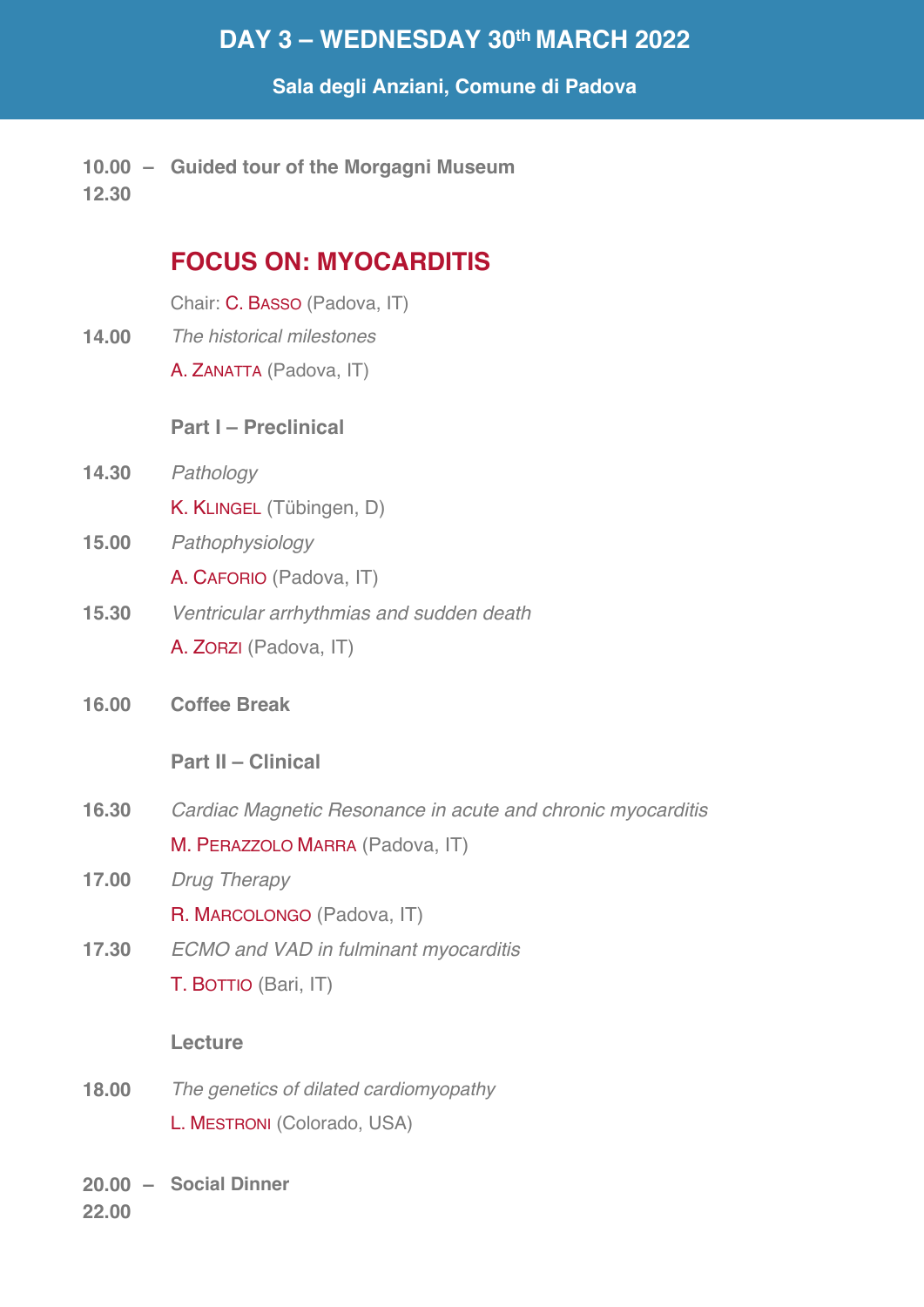# DAY 3 – WEDNESDAY 30th MARCH 2022

**Sala degli Anziani, Comune di Padova**

**10.00 – 12.30** **Guided tour of the Morgagni Museum**

## FOCUS ON: MYOCARDITIS

Chair: C. BASSO (Padova, IT)

**14.00** *The historical milestones*
A. ZANATTA (Padova, IT)

### Part I – Preclinical

**14.30** *Pathology*
K. KLINGEL (Tübingen, D)

**15.00** *Pathophysiology*
A. CAFORIO (Padova, IT)

**15.30** *Ventricular arrhythmias and sudden death*
A. ZORZI (Padova, IT)

**16.00** **Coffee Break**

### Part II – Clinical

**16.30** *Cardiac Magnetic Resonance in acute and chronic myocarditis*
M. PERAZZOLO MARRA (Padova, IT)

**17.00** *Drug Therapy*
R. MARCOLONGO (Padova, IT)

**17.30** *ECMO and VAD in fulminant myocarditis*
T. BOTTIO (Bari, IT)

### Lecture

**18.00** *The genetics of dilated cardiomyopathy*
L. MESTRONI (Colorado, USA)

**20.00 – 22.00** **Social Dinner**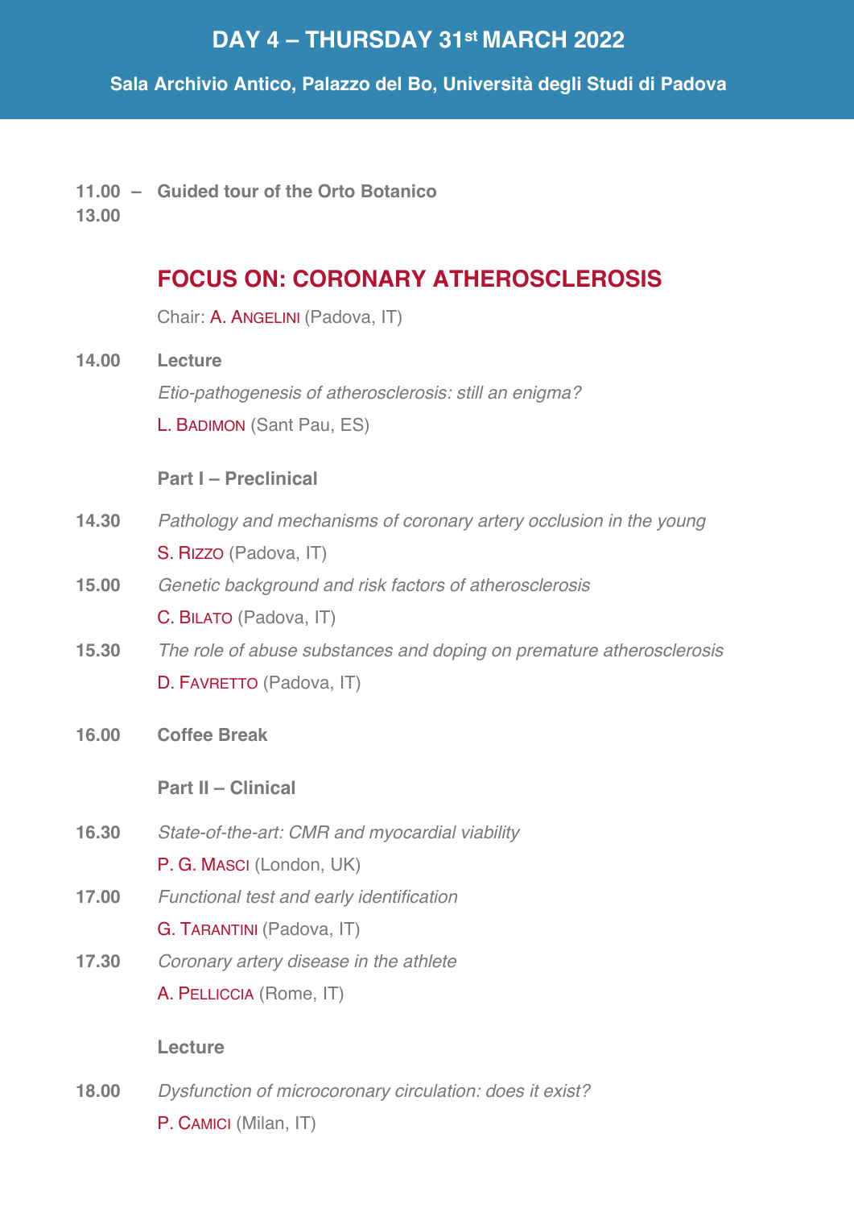# DAY 4 – THURSDAY 31st MARCH 2022

**Sala Archivio Antico, Palazzo del Bo, Università degli Studi di Padova**

**11.00 – 13.00** **Guided tour of the Orto Botanico**

## FOCUS ON: CORONARY ATHEROSCLEROSIS

Chair: A. Angelini (Padova, IT)

**14.00** **Lecture**
*Etio-pathogenesis of atherosclerosis: still an enigma?*
L. Badimon (Sant Pau, ES)

**Part I – Preclinical**

**14.30** *Pathology and mechanisms of coronary artery occlusion in the young*
S. Rizzo (Padova, IT)

**15.00** *Genetic background and risk factors of atherosclerosis*
C. Bilato (Padova, IT)

**15.30** *The role of abuse substances and doping on premature atherosclerosis*
D. Favretto (Padova, IT)

**16.00** **Coffee Break**

**Part II – Clinical**

**16.30** *State-of-the-art: CMR and myocardial viability*
P. G. Masci (London, UK)

**17.00** *Functional test and early identification*
G. Tarantini (Padova, IT)

**17.30** *Coronary artery disease in the athlete*
A. Pelliccia (Rome, IT)

**Lecture**

**18.00** *Dysfunction of microcoronary circulation: does it exist?*
P. Camici (Milan, IT)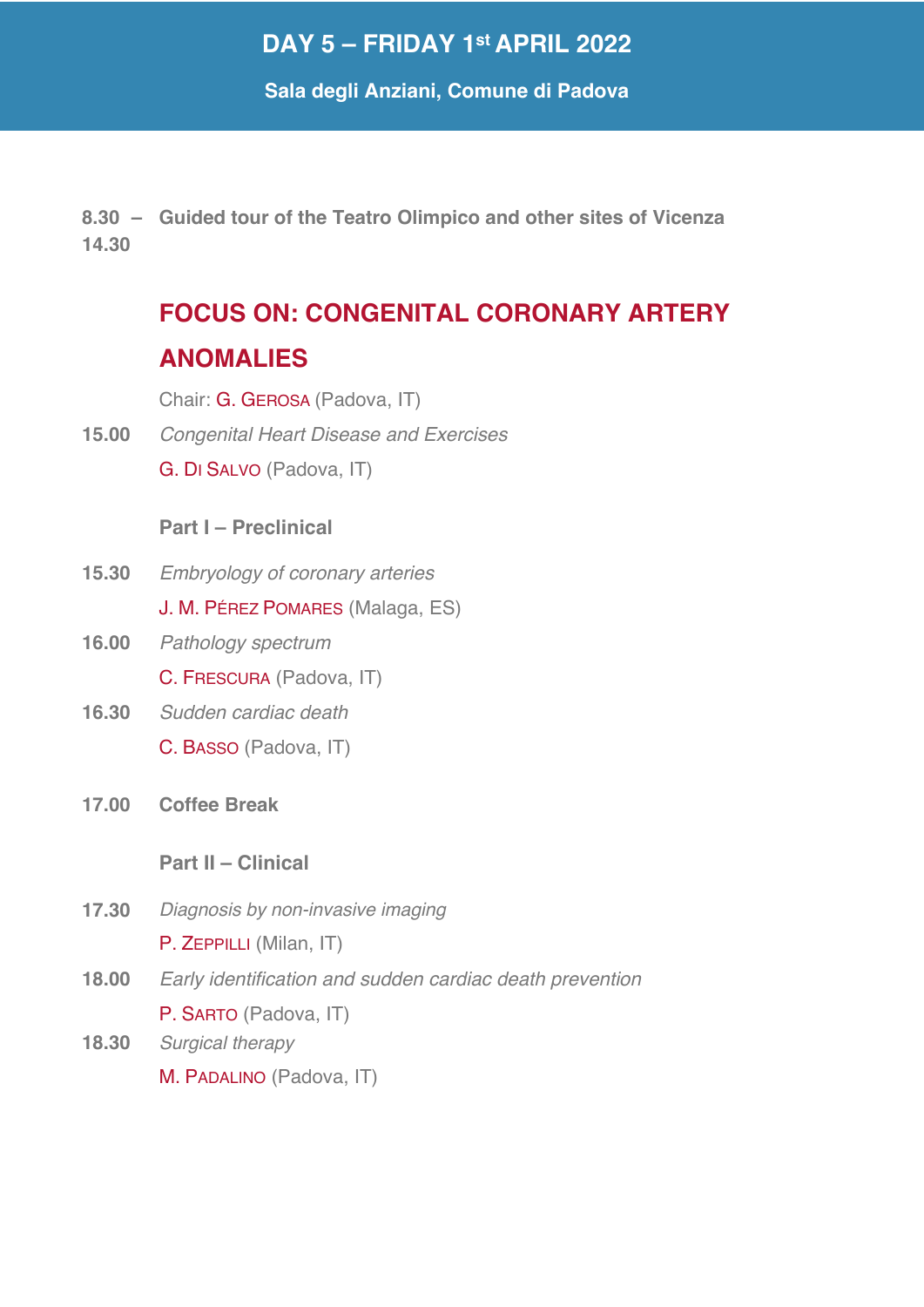# DAY 5 – FRIDAY 1st APRIL 2022

**Sala degli Anziani, Comune di Padova**

**8.30 – 14.30** **Guided tour of the Teatro Olimpico and other sites of Vicenza**

## FOCUS ON: CONGENITAL CORONARY ARTERY ANOMALIES

Chair: G. GEROSA (Padova, IT)

**15.00** *Congenital Heart Disease and Exercises*
G. DI SALVO (Padova, IT)

**Part I – Preclinical**

**15.30** *Embryology of coronary arteries*
J. M. PÉREZ POMARES (Malaga, ES)

**16.00** *Pathology spectrum*
C. FRESCURA (Padova, IT)

**16.30** *Sudden cardiac death*
C. BASSO (Padova, IT)

**17.00** **Coffee Break**

**Part II – Clinical**

**17.30** *Diagnosis by non-invasive imaging*
P. ZEPPILLI (Milan, IT)

**18.00** *Early identification and sudden cardiac death prevention*
P. SARTO (Padova, IT)

**18.30** *Surgical therapy*
M. PADALINO (Padova, IT)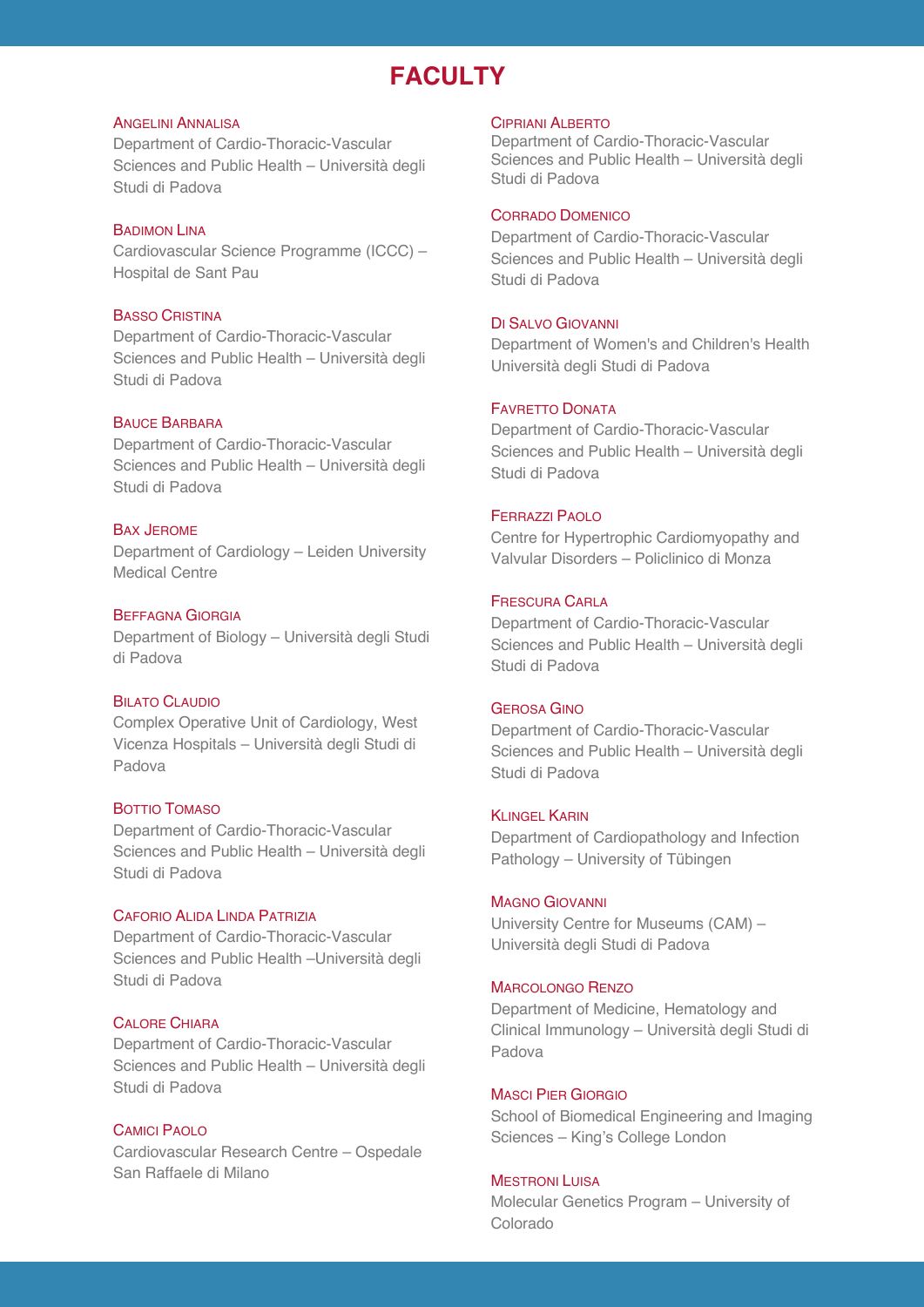# FACULTY

**Angelini Annalisa**
Department of Cardio-Thoracic-Vascular Sciences and Public Health – Università degli Studi di Padova

**Badimon Lina**
Cardiovascular Science Programme (ICCC) – Hospital de Sant Pau

**Basso Cristina**
Department of Cardio-Thoracic-Vascular Sciences and Public Health – Università degli Studi di Padova

**Bauce Barbara**
Department of Cardio-Thoracic-Vascular Sciences and Public Health – Università degli Studi di Padova

**Bax Jerome**
Department of Cardiology – Leiden University Medical Centre

**Beffagna Giorgia**
Department of Biology – Università degli Studi di Padova

**Bilato Claudio**
Complex Operative Unit of Cardiology, West Vicenza Hospitals – Università degli Studi di Padova

**Bottio Tomaso**
Department of Cardio-Thoracic-Vascular Sciences and Public Health – Università degli Studi di Padova

**Caforio Alida Linda Patrizia**
Department of Cardio-Thoracic-Vascular Sciences and Public Health –Università degli Studi di Padova

**Calore Chiara**
Department of Cardio-Thoracic-Vascular Sciences and Public Health – Università degli Studi di Padova

**Camici Paolo**
Cardiovascular Research Centre – Ospedale San Raffaele di Milano

**Cipriani Alberto**
Department of Cardio-Thoracic-Vascular Sciences and Public Health – Università degli Studi di Padova

**Corrado Domenico**
Department of Cardio-Thoracic-Vascular Sciences and Public Health – Università degli Studi di Padova

**Di Salvo Giovanni**
Department of Women's and Children's Health Università degli Studi di Padova

**Favretto Donata**
Department of Cardio-Thoracic-Vascular Sciences and Public Health – Università degli Studi di Padova

**Ferrazzi Paolo**
Centre for Hypertrophic Cardiomyopathy and Valvular Disorders – Policlinico di Monza

**Frescura Carla**
Department of Cardio-Thoracic-Vascular Sciences and Public Health – Università degli Studi di Padova

**Gerosa Gino**
Department of Cardio-Thoracic-Vascular Sciences and Public Health – Università degli Studi di Padova

**Klingel Karin**
Department of Cardiopathology and Infection Pathology – University of Tübingen

**Magno Giovanni**
University Centre for Museums (CAM) – Università degli Studi di Padova

**Marcolongo Renzo**
Department of Medicine, Hematology and Clinical Immunology – Università degli Studi di Padova

**Masci Pier Giorgio**
School of Biomedical Engineering and Imaging Sciences – King's College London

**Mestroni Luisa**
Molecular Genetics Program – University of Colorado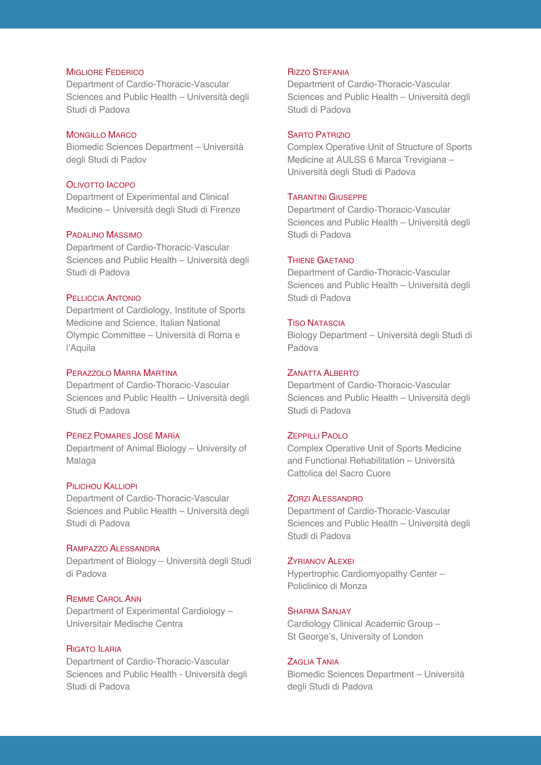**Migliore Federico**
Department of Cardio-Thoracic-Vascular Sciences and Public Health – Università degli Studi di Padova

**Mongillo Marco**
Biomedic Sciences Department – Università degli Studi di Padov

**Olivotto Iacopo**
Department of Experimental and Clinical Medicine – Università degli Studi di Firenze

**Padalino Massimo**
Department of Cardio-Thoracic-Vascular Sciences and Public Health – Università degli Studi di Padova

**Pelliccia Antonio**
Department of Cardiology, Institute of Sports Medicine and Science, Italian National Olympic Committee – Università di Roma e l'Aquila

**Perazzolo Marra Martina**
Department of Cardio-Thoracic-Vascular Sciences and Public Health – Università degli Studi di Padova

**Pérez Pomares José Marìa**
Department of Animal Biology – University of Malaga

**Pilichou Kalliopi**
Department of Cardio-Thoracic-Vascular Sciences and Public Health – Università degli Studi di Padova

**Rampazzo Alessandra**
Department of Biology – Università degli Studi di Padova

**Remme Carol Ann**
Department of Experimental Cardiology – Universitair Medische Centra

**Rigato Ilaria**
Department of Cardio-Thoracic-Vascular Sciences and Public Health - Università degli Studi di Padova

**Rizzo Stefania**
Department of Cardio-Thoracic-Vascular Sciences and Public Health – Università degli Studi di Padova

**Sarto Patrizio**
Complex Operative Unit of Structure of Sports Medicine at AULSS 6 Marca Trevigiana – Università degli Studi di Padova

**Tarantini Giuseppe**
Department of Cardio-Thoracic-Vascular Sciences and Public Health – Università degli Studi di Padova

**Thiene Gaetano**
Department of Cardio-Thoracic-Vascular Sciences and Public Health – Università degli Studi di Padova

**Tiso Natascia**
Biology Department – Università degli Studi di Padova

**Zanatta Alberto**
Department of Cardio-Thoracic-Vascular Sciences and Public Health – Università degli Studi di Padova

**Zeppilli Paolo**
Complex Operative Unit of Sports Medicine and Functional Rehabilitation – Università Cattolica del Sacro Cuore

**Zorzi Alessandro**
Department of Cardio-Thoracic-Vascular Sciences and Public Health – Università degli Studi di Padova

**Zyrianov Alexei**
Hypertrophic Cardiomyopathy Center – Policlinico di Monza

**Sharma Sanjay**
Cardiology Clinical Academic Group – St George's, University of London

**Zaglia Tania**
Biomedic Sciences Department – Università degli Studi di Padova